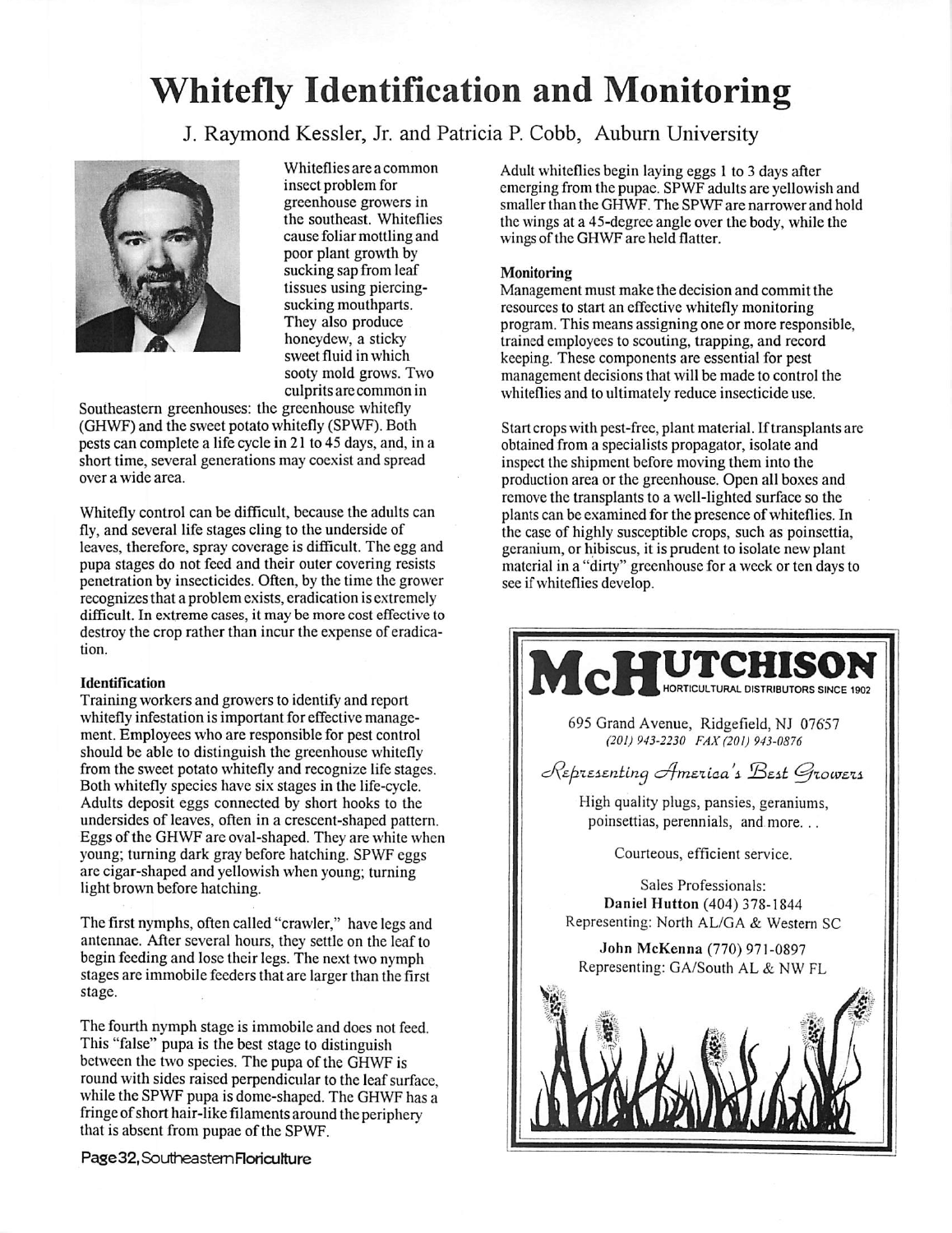# Whitefly Identification and Monitoring

J. Raymond Kessler, Jr. and Patricia P. Cobb, Auburn University

Whiteflies are a common insect problem for greenhouse growers in the southeast. Whiteflies cause foliar mottling and poor plant growth by sucking sap from leaf tissues using piercing-sucking mouthparts. They also produce honeydew, a sticky sweet fluid in which sooty mold grows. Two culprits are common in Southeastern greenhouses: the greenhouse whitefly (GHWF) and the sweet potato whitefly (SPWF). Both pests can complete a life cycle in 21 to 45 days, and, in a short time, several generations may coexist and spread over a wide area.

Whitefly control can be difficult, because the adults can fly, and several life stages cling to the underside of leaves, therefore, spray coverage is difficult. The egg and pupa stages do not feed and their outer covering resists penetration by insecticides. Often, by the time the grower recognizes that a problem exists, eradication is extremely difficult. In extreme cases, it may be more cost effective to destroy the crop rather than incur the expense of eradication.

**Identification**

Training workers and growers to identify and report whitefly infestation is important for effective management. Employees who are responsible for pest control should be able to distinguish the greenhouse whitefly from the sweet potato whitefly and recognize life stages. Both whitefly species have six stages in the life-cycle. Adults deposit eggs connected by short hooks to the undersides of leaves, often in a crescent-shaped pattern. Eggs of the GHWF are oval-shaped. They are white when young; turning dark gray before hatching. SPWF eggs are cigar-shaped and yellowish when young; turning light brown before hatching.

The first nymphs, often called "crawler," have legs and antennae. After several hours, they settle on the leaf to begin feeding and lose their legs. The next two nymph stages are immobile feeders that are larger than the first stage.

The fourth nymph stage is immobile and does not feed. This "false" pupa is the best stage to distinguish between the two species. The pupa of the GHWF is round with sides raised perpendicular to the leaf surface, while the SPWF pupa is dome-shaped. The GHWF has a fringe of short hair-like filaments around the periphery that is absent from pupae of the SPWF.

Adult whiteflies begin laying eggs 1 to 3 days after emerging from the pupae. SPWF adults are yellowish and smaller than the GHWF. The SPWF are narrower and hold the wings at a 45-degree angle over the body, while the wings of the GHWF are held flatter.

**Monitoring**

Management must make the decision and commit the resources to start an effective whitefly monitoring program. This means assigning one or more responsible, trained employees to scouting, trapping, and record keeping. These components are essential for pest management decisions that will be made to control the whiteflies and to ultimately reduce insecticide use.

Start crops with pest-free, plant material. If transplants are obtained from a specialists propagator, isolate and inspect the shipment before moving them into the production area or the greenhouse. Open all boxes and remove the transplants to a well-lighted surface so the plants can be examined for the presence of whiteflies. In the case of highly susceptible crops, such as poinsettia, geranium, or hibiscus, it is prudent to isolate new plant material in a "dirty" greenhouse for a week or ten days to see if whiteflies develop.

**McHUTCHISON**
HORTICULTURAL DISTRIBUTORS SINCE 1902

695 Grand Avenue, Ridgefield, NJ 07657
*(201) 943-2230 FAX (201) 943-0876*

*Representing America's Best Growers*

High quality plugs, pansies, geraniums, poinsettias, perennials, and more. . .

Courteous, efficient service.

Sales Professionals:
**Daniel Hutton** (404) 378-1844
Representing: North AL/GA & Western SC

**John McKenna** (770) 971-0897
Representing: GA/South AL & NW FL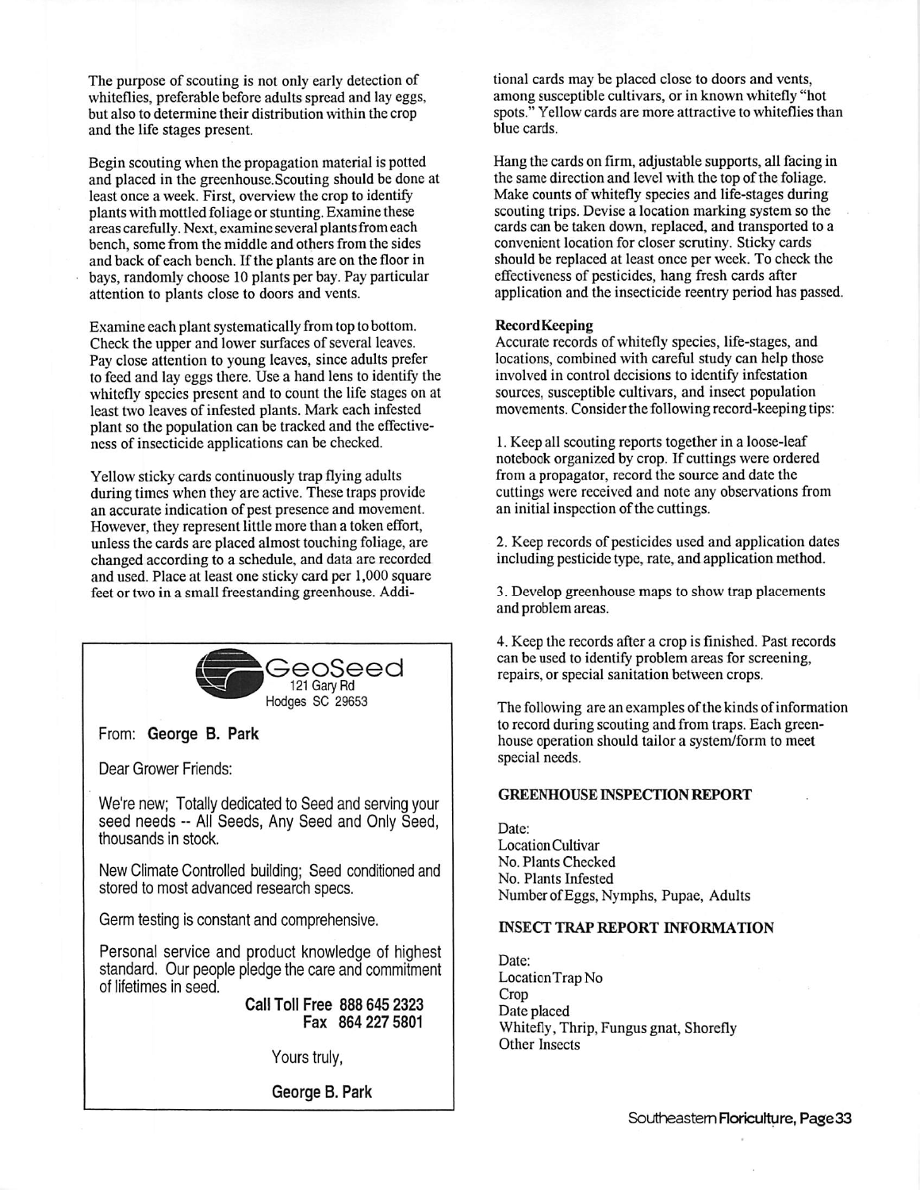The purpose of scouting is not only early detection of whiteflies, preferable before adults spread and lay eggs, but also to determine their distribution within the crop and the life stages present.

Begin scouting when the propagation material is potted and placed in the greenhouse.Scouting should be done at least once a week. First, overview the crop to identify plants with mottled foliage or stunting. Examine these areas carefully. Next, examine several plants from each bench, some from the middle and others from the sides and back of each bench. If the plants are on the floor in bays, randomly choose 10 plants per bay. Pay particular attention to plants close to doors and vents.

Examine each plant systematically from top to bottom. Check the upper and lower surfaces of several leaves. Pay close attention to young leaves, since adults prefer to feed and lay eggs there. Use a hand lens to identify the whitefly species present and to count the life stages on at least two leaves of infested plants. Mark each infested plant so the population can be tracked and the effectiveness of insecticide applications can be checked.

Yellow sticky cards continuously trap flying adults during times when they are active. These traps provide an accurate indication of pest presence and movement. However, they represent little more than a token effort, unless the cards are placed almost touching foliage, are changed according to a schedule, and data are recorded and used. Place at least one sticky card per 1,000 square feet or two in a small freestanding greenhouse. Additional cards may be placed close to doors and vents, among susceptible cultivars, or in known whitefly "hot spots." Yellow cards are more attractive to whiteflies than blue cards.

Hang the cards on firm, adjustable supports, all facing in the same direction and level with the top of the foliage. Make counts of whitefly species and life-stages during scouting trips. Devise a location marking system so the cards can be taken down, replaced, and transported to a convenient location for closer scrutiny. Sticky cards should be replaced at least once per week. To check the effectiveness of pesticides, hang fresh cards after application and the insecticide reentry period has passed.

**RecordKeeping**

Accurate records of whitefly species, life-stages, and locations, combined with careful study can help those involved in control decisions to identify infestation sources, susceptible cultivars, and insect population movements. Consider the following record-keeping tips:

1. Keep all scouting reports together in a loose-leaf notebook organized by crop. If cuttings were ordered from a propagator, record the source and date the cuttings were received and note any observations from an initial inspection of the cuttings.

2. Keep records of pesticides used and application dates including pesticide type, rate, and application method.

3. Develop greenhouse maps to show trap placements and problem areas.

4. Keep the records after a crop is finished. Past records can be used to identify problem areas for screening, repairs, or special sanitation between crops.

The following are an examples of the kinds of information to record during scouting and from traps. Each greenhouse operation should tailor a system/form to meet special needs.

**GREENHOUSE INSPECTION REPORT**

Date:
Location Cultivar
No. Plants Checked
No. Plants Infested
Number of Eggs, Nymphs, Pupae, Adults

**INSECT TRAP REPORT INFORMATION**

Date:
Location Trap No
Crop
Date placed
Whitefly, Thrip, Fungus gnat, Shorefly
Other Insects

---

GeoSeed
121 Gary Rd
Hodges SC 29653

From: **George B. Park**

Dear Grower Friends:

We're new; Totally dedicated to Seed and serving your seed needs -- All Seeds, Any Seed and Only Seed, thousands in stock.

New Climate Controlled building; Seed conditioned and stored to most advanced research specs.

Germ testing is constant and comprehensive.

Personal service and product knowledge of highest standard. Our people pledge the care and commitment of lifetimes in seed.

**Call Toll Free 888 645 2323**
**Fax 864 227 5801**

Yours truly,

**George B. Park**